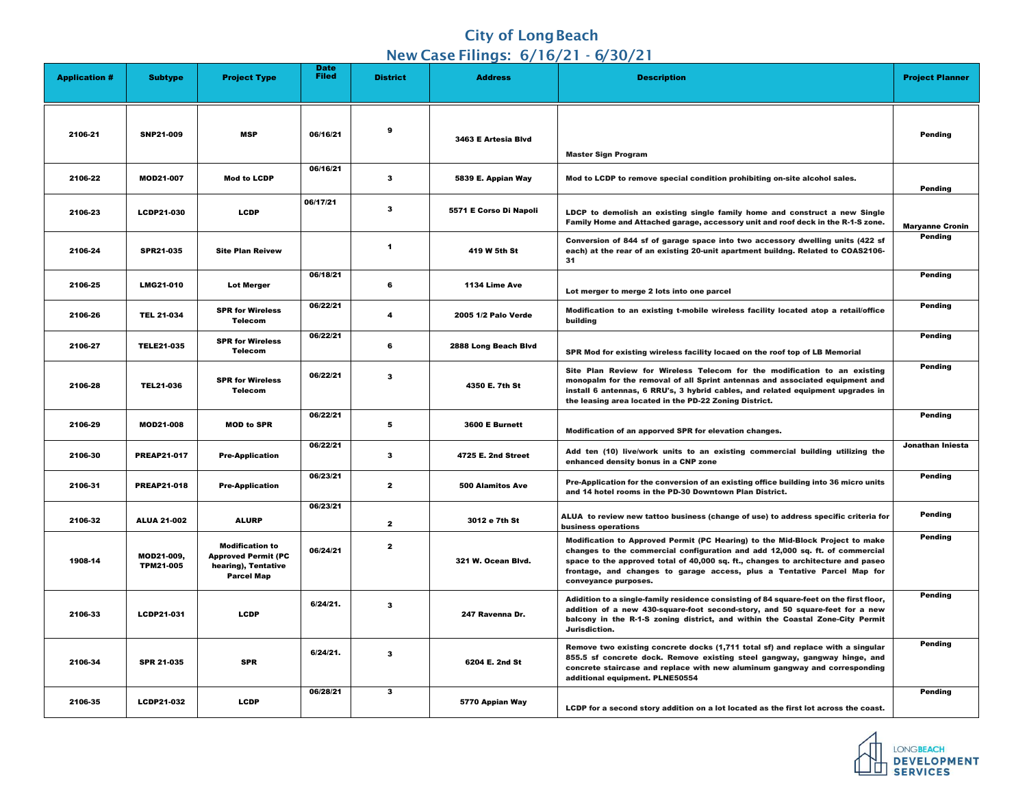# City of Long Beach

## New Case Filings: 6/16/21 - 6/30/21

| Application # | Subtype | Project Type | Date Filed | District | Address | Description | Project Planner |
|---|---|---|---|---|---|---|---|
| 2106-21 | SNP21-009 | MSP | 06/16/21 | 9 | 3463 E Artesia Blvd | Master Sign Program | Pending |
| 2106-22 | MOD21-007 | Mod to LCDP | 06/16/21 | 3 | 5839 E. Appian Way | Mod to LCDP to remove special condition prohibiting on-site alcohol sales. | Pending |
| 2106-23 | LCDP21-030 | LCDP | 06/17/21 | 3 | 5571 E Corso Di Napoli | LDCP to demolish an existing single family home and construct a new Single Family Home and Attached garage, accessory unit and roof deck in the R-1-S zone. | Maryanne Cronin |
| 2106-24 | SPR21-035 | Site Plan Reivew | | 1 | 419 W 5th St | Conversion of 844 sf of garage space into two accessory dwelling units (422 sf each) at the rear of an existing 20-unit apartment buildng. Related to COAS2106-31 | Pending |
| 2106-25 | LMG21-010 | Lot Merger | 06/18/21 | 6 | 1134 Lime Ave | Lot merger to merge 2 lots into one parcel | Pending |
| 2106-26 | TEL 21-034 | SPR for Wireless Telecom | 06/22/21 | 4 | 2005 1/2 Palo Verde | Modification to an existing t-mobile wireless facility located atop a retail/office building | Pending |
| 2106-27 | TELE21-035 | SPR for Wireless Telecom | 06/22/21 | 6 | 2888 Long Beach Blvd | SPR Mod for existing wireless facility locaed on the roof top of LB Memorial | Pending |
| 2106-28 | TEL21-036 | SPR for Wireless Telecom | 06/22/21 | 3 | 4350 E. 7th St | Site Plan Review for Wireless Telecom for the modification to an existing monopalm for the removal of all Sprint antennas and associated equipment and install 6 antennas, 6 RRU's, 3 hybrid cables, and related equipment upgrades in the leasing area located in the PD-22 Zoning District. | Pending |
| 2106-29 | MOD21-008 | MOD to SPR | 06/22/21 | 5 | 3600 E Burnett | Modification of an apporved SPR for elevation changes. | Pending |
| 2106-30 | PREAP21-017 | Pre-Application | 06/22/21 | 3 | 4725 E. 2nd Street | Add ten (10) live/work units to an existing commercial building utilizing the enhanced density bonus in a CNP zone | Jonathan Iniesta |
| 2106-31 | PREAP21-018 | Pre-Application | 06/23/21 | 2 | 500 Alamitos Ave | Pre-Application for the conversion of an existing office building into 36 micro units and 14 hotel rooms in the PD-30 Downtown Plan District. | Pending |
| 2106-32 | ALUA 21-002 | ALURP | 06/23/21 | 2 | 3012 e 7th St | ALUA to review new tattoo business (change of use) to address specific criteria for business operations | Pending |
| 1908-14 | MOD21-009, TPM21-005 | Modification to Approved Permit (PC hearing), Tentative Parcel Map | 06/24/21 | 2 | 321 W. Ocean Blvd. | Modification to Approved Permit (PC Hearing) to the Mid-Block Project to make changes to the commercial configuration and add 12,000 sq. ft. of commercial space to the approved total of 40,000 sq. ft., changes to architecture and paseo frontage, and changes to garage access, plus a Tentative Parcel Map for conveyance purposes. | Pending |
| 2106-33 | LCDP21-031 | LCDP | 6/24/21. | 3 | 247 Ravenna Dr. | Adidition to a single-family residence consisting of 84 square-feet on the first floor, addition of a new 430-square-foot second-story, and 50 square-feet for a new balcony in the R-1-S zoning district, and within the Coastal Zone-City Permit Jurisdiction. | Pending |
| 2106-34 | SPR 21-035 | SPR | 6/24/21. | 3 | 6204 E. 2nd St | Remove two existing concrete docks (1,711 total sf) and replace with a singular 855.5 sf concrete dock. Remove existing steel gangway, gangway hinge, and concrete staircase and replace with new aluminum gangway and corresponding additional equipment. PLNE50554 | Pending |
| 2106-35 | LCDP21-032 | LCDP | 06/28/21 | 3 | 5770 Appian Way | LCDP for a second story addition on a lot located as the first lot across the coast. | Pending |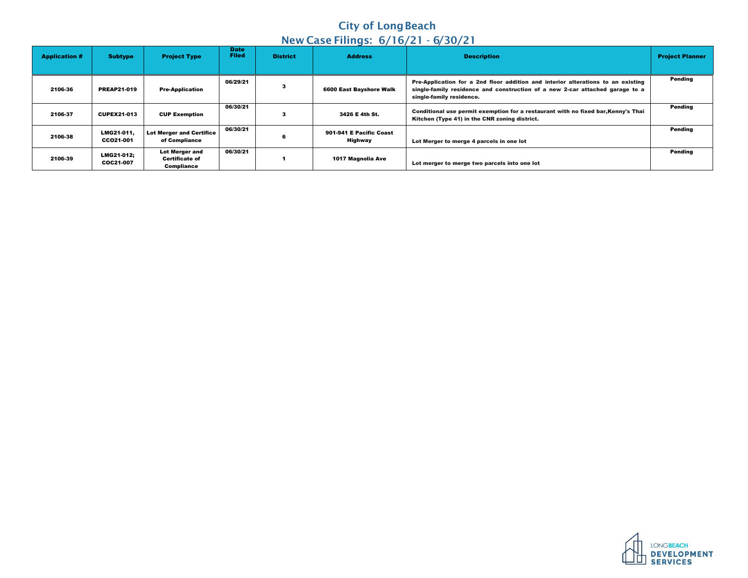# City of Long Beach

## New Case Filings: 6/16/21 - 6/30/21

| Application # | Subtype | Project Type | Date Filed | District | Address | Description | Project Planner |
|---|---|---|---|---|---|---|---|
| 2106-36 | PREAP21-019 | Pre-Application | 06/29/21 | 3 | 6600 East Bayshore Walk | Pre-Application for a 2nd floor addition and interior alterations to an existing single-family residence and construction of a new 2-car attached garage to a single-family residence. | Pending |
| 2106-37 | CUPEX21-013 | CUP Exemption | 06/30/21 | 3 | 3426 E 4th St. | Conditional use permit exemption for a restaurant with no fixed bar,Kenny's Thai Kitchen (Type 41) in the CNR zoning district. | Pending |
| 2106-38 | LMG21-011, CCO21-001 | Lot Merger and Certifice of Compliance | 06/30/21 | 6 | 901-941 E Pacific Coast Highway | Lot Merger to merge 4 parcels in one lot | Pending |
| 2106-39 | LMG21-012; COC21-007 | Lot Merger and Certificate of Compliance | 06/30/21 | 1 | 1017 Magnolia Ave | Lot merger to merge two parcels into one lot | Pending |

LONGBEACH DEVELOPMENT SERVICES